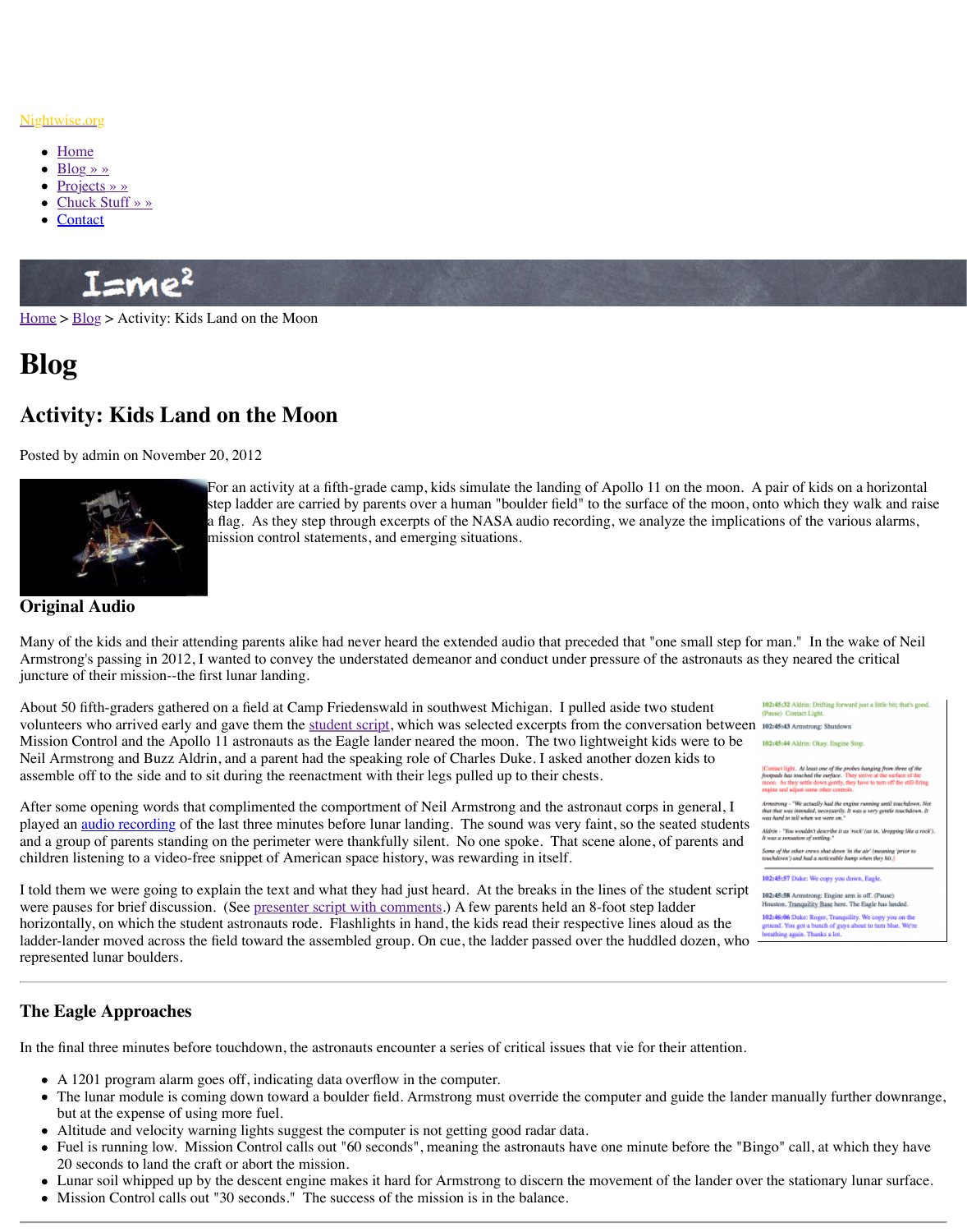Nightwise.org

- Home
- Blog » »
- Projects » »
- Chuck Stuff » »
- Contact

Home > Blog > Activity: Kids Land on the Moon

# Blog

## Activity: Kids Land on the Moon

Posted by admin on November 20, 2012

For an activity at a fifth-grade camp, kids simulate the landing of Apollo 11 on the moon. A pair of kids on a horizontal step ladder are carried by parents over a human "boulder field" to the surface of the moon, onto which they walk and raise a flag. As they step through excerpts of the NASA audio recording, we analyze the implications of the various alarms, mission control statements, and emerging situations.

### Original Audio

Many of the kids and their attending parents alike had never heard the extended audio that preceded that "one small step for man." In the wake of Neil Armstrong's passing in 2012, I wanted to convey the understated demeanor and conduct under pressure of the astronauts as they neared the critical juncture of their mission--the first lunar landing.

About 50 fifth-graders gathered on a field at Camp Friedenswald in southwest Michigan. I pulled aside two student volunteers who arrived early and gave them the student script, which was selected excerpts from the conversation between Mission Control and the Apollo 11 astronauts as the Eagle lander neared the moon. The two lightweight kids were to be Neil Armstrong and Buzz Aldrin, and a parent had the speaking role of Charles Duke. I asked another dozen kids to assemble off to the side and to sit during the reenactment with their legs pulled up to their chests.

After some opening words that complimented the comportment of Neil Armstrong and the astronaut corps in general, I played an audio recording of the last three minutes before lunar landing. The sound was very faint, so the seated students and a group of parents standing on the perimeter were thankfully silent. No one spoke. That scene alone, of parents and children listening to a video-free snippet of American space history, was rewarding in itself.

I told them we were going to explain the text and what they had just heard. At the breaks in the lines of the student script were pauses for brief discussion. (See presenter script with comments.) A few parents held an 8-foot step ladder horizontally, on which the student astronauts rode. Flashlights in hand, the kids read their respective lines aloud as the ladder-lander moved across the field toward the assembled group. On cue, the ladder passed over the huddled dozen, who represented lunar boulders.

102:45:32 Aldrin: Drifting forward just a little bit; that's good. (Pause) Contact Light.

102:45:43 Armstrong: Shutdown

102:45:44 Aldrin: Okay. Engine Stop.

*[Contact light. At least one of the probes hanging from three of the footpads has touched the surface. They arrive at the surface of the moon. As they settle down gently, they have to turn off the still-firing engine and adjust some other controls.*

*Armstrong - "We actually had the engine running until touchdown. Not that that was intended, necessarily. It was a very gentle touchdown. It was hard to tell when we were on."*

*Aldrin - "You wouldn't describe it as 'rock' (as in, 'dropping like a rock'). It was a sensation of settling."*

*Some of the other crews shut down 'in the air' (meaning 'prior to touchdown') and had a noticeable bump when they hit.]*

102:45:57 Duke: We copy you down, Eagle.

102:45:58 Armstrong: Engine arm is off. (Pause) Houston, Tranquility Base here. The Eagle has landed.

102:46:06 Duke: Roger, Tranquility. We copy you on the ground. You got a bunch of guys about to turn blue. We're breathing again. Thanks a lot.

---

### The Eagle Approaches

In the final three minutes before touchdown, the astronauts encounter a series of critical issues that vie for their attention.

- A 1201 program alarm goes off, indicating data overflow in the computer.
- The lunar module is coming down toward a boulder field. Armstrong must override the computer and guide the lander manually further downrange, but at the expense of using more fuel.
- Altitude and velocity warning lights suggest the computer is not getting good radar data.
- Fuel is running low. Mission Control calls out "60 seconds", meaning the astronauts have one minute before the "Bingo" call, at which they have 20 seconds to land the craft or abort the mission.
- Lunar soil whipped up by the descent engine makes it hard for Armstrong to discern the movement of the lander over the stationary lunar surface.
- Mission Control calls out "30 seconds." The success of the mission is in the balance.

---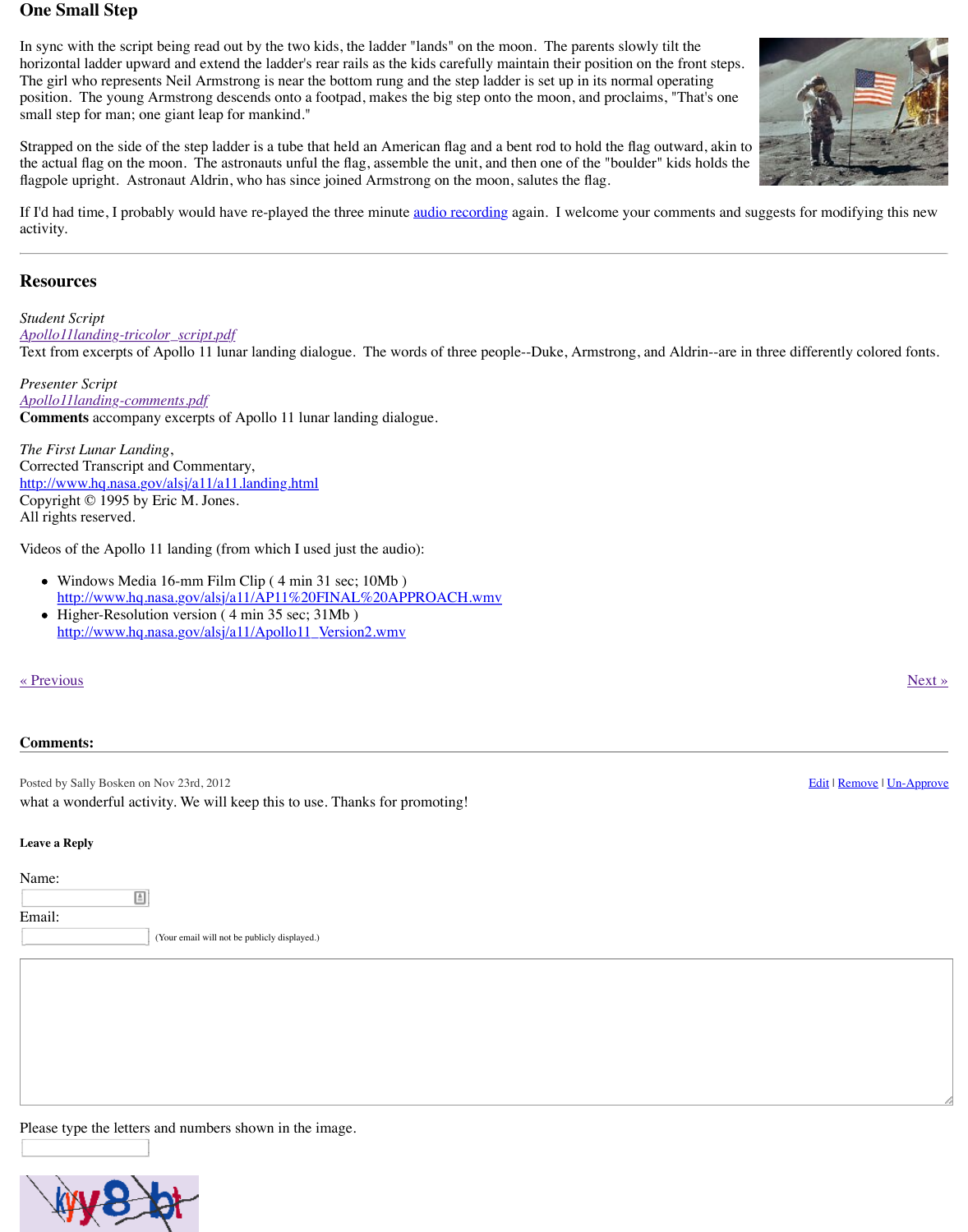## One Small Step

In sync with the script being read out by the two kids, the ladder "lands" on the moon. The parents slowly tilt the horizontal ladder upward and extend the ladder's rear rails as the kids carefully maintain their position on the front steps. The girl who represents Neil Armstrong is near the bottom rung and the step ladder is set up in its normal operating position. The young Armstrong descends onto a footpad, makes the big step onto the moon, and proclaims, "That's one small step for man; one giant leap for mankind."

Strapped on the side of the step ladder is a tube that held an American flag and a bent rod to hold the flag outward, akin to the actual flag on the moon. The astronauts unful the flag, assemble the unit, and then one of the "boulder" kids holds the flagpole upright. Astronaut Aldrin, who has since joined Armstrong on the moon, salutes the flag.

If I'd had time, I probably would have re-played the three minute audio recording again. I welcome your comments and suggests for modifying this new activity.

---

## Resources

*Student Script*
*Apollo11landing-tricolor_script.pdf*
Text from excerpts of Apollo 11 lunar landing dialogue. The words of three people--Duke, Armstrong, and Aldrin--are in three differently colored fonts.

*Presenter Script*
*Apollo11landing-comments.pdf*
**Comments** accompany excerpts of Apollo 11 lunar landing dialogue.

*The First Lunar Landing*,
Corrected Transcript and Commentary,
http://www.hq.nasa.gov/alsj/a11/a11.landing.html
Copyright © 1995 by Eric M. Jones.
All rights reserved.

Videos of the Apollo 11 landing (from which I used just the audio):

- Windows Media 16-mm Film Clip ( 4 min 31 sec; 10Mb )
  http://www.hq.nasa.gov/alsj/a11/AP11%20FINAL%20APPROACH.wmv
- Higher-Resolution version ( 4 min 35 sec; 31Mb )
  http://www.hq.nasa.gov/alsj/a11/Apollo11_Version2.wmv

« Previous                                                                 Next »

**Comments:**

Posted by Sally Bosken on Nov 23rd, 2012                                   Edit | Remove | Un-Approve

what a wonderful activity. We will keep this to use. Thanks for promoting!

**Leave a Reply**

Name:

Email:

(Your email will not be publicly displayed.)

Please type the letters and numbers shown in the image.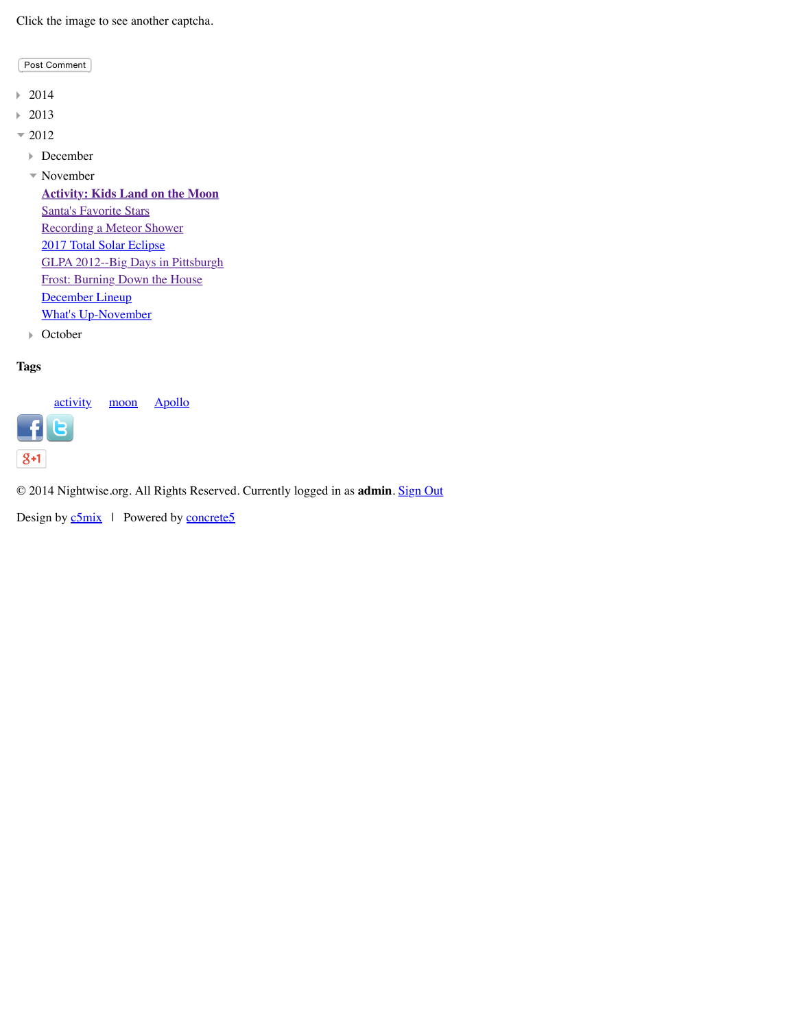Click the image to see another captcha.

Post Comment

- 2014
- 2013
- 2012
  - December
  - November
    - **Activity: Kids Land on the Moon**
    - Santa's Favorite Stars
    - Recording a Meteor Shower
    - 2017 Total Solar Eclipse
    - GLPA 2012--Big Days in Pittsburgh
    - Frost: Burning Down the House
    - December Lineup
    - What's Up-November
  - October

**Tags**

activity moon Apollo

© 2014 Nightwise.org. All Rights Reserved. Currently logged in as **admin**. Sign Out

Design by c5mix | Powered by concrete5